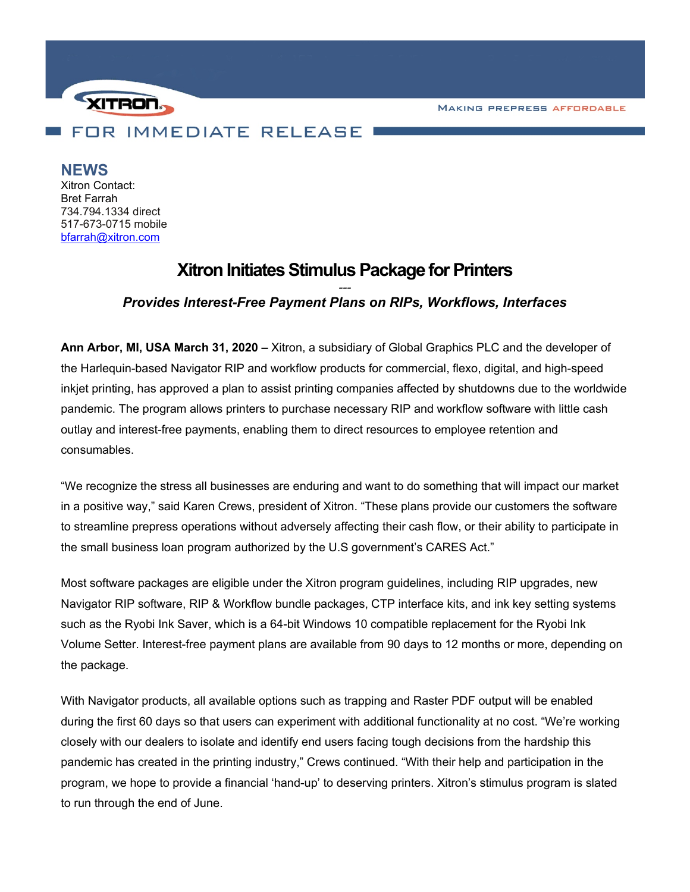XITRON

MAKING PREPRESS AFFORDABLE

FOR IMMEDIATE RELEASE

## NEWS

Xitron Contact:
Bret Farrah
734.794.1334 direct
517-673-0715 mobile
bfarrah@xitron.com

# Xitron Initiates Stimulus Package for Printers

---

***Provides Interest-Free Payment Plans on RIPs, Workflows, Interfaces***

**Ann Arbor, MI, USA March 31, 2020 –** Xitron, a subsidiary of Global Graphics PLC and the developer of the Harlequin-based Navigator RIP and workflow products for commercial, flexo, digital, and high-speed inkjet printing, has approved a plan to assist printing companies affected by shutdowns due to the worldwide pandemic. The program allows printers to purchase necessary RIP and workflow software with little cash outlay and interest-free payments, enabling them to direct resources to employee retention and consumables.

"We recognize the stress all businesses are enduring and want to do something that will impact our market in a positive way," said Karen Crews, president of Xitron. "These plans provide our customers the software to streamline prepress operations without adversely affecting their cash flow, or their ability to participate in the small business loan program authorized by the U.S government's CARES Act."

Most software packages are eligible under the Xitron program guidelines, including RIP upgrades, new Navigator RIP software, RIP & Workflow bundle packages, CTP interface kits, and ink key setting systems such as the Ryobi Ink Saver, which is a 64-bit Windows 10 compatible replacement for the Ryobi Ink Volume Setter. Interest-free payment plans are available from 90 days to 12 months or more, depending on the package.

With Navigator products, all available options such as trapping and Raster PDF output will be enabled during the first 60 days so that users can experiment with additional functionality at no cost. "We're working closely with our dealers to isolate and identify end users facing tough decisions from the hardship this pandemic has created in the printing industry," Crews continued. "With their help and participation in the program, we hope to provide a financial 'hand-up' to deserving printers. Xitron's stimulus program is slated to run through the end of June.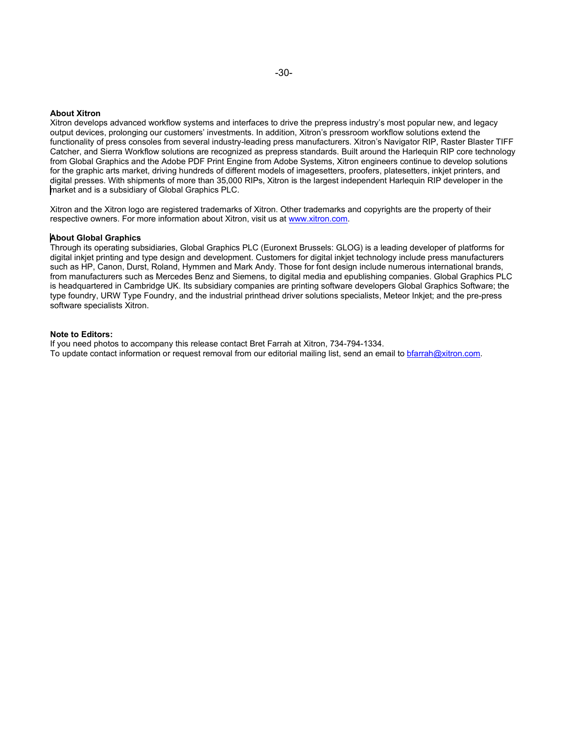-30-

**About Xitron**

Xitron develops advanced workflow systems and interfaces to drive the prepress industry's most popular new, and legacy output devices, prolonging our customers' investments. In addition, Xitron's pressroom workflow solutions extend the functionality of press consoles from several industry-leading press manufacturers. Xitron's Navigator RIP, Raster Blaster TIFF Catcher, and Sierra Workflow solutions are recognized as prepress standards. Built around the Harlequin RIP core technology from Global Graphics and the Adobe PDF Print Engine from Adobe Systems, Xitron engineers continue to develop solutions for the graphic arts market, driving hundreds of different models of imagesetters, proofers, platesetters, inkjet printers, and digital presses. With shipments of more than 35,000 RIPs, Xitron is the largest independent Harlequin RIP developer in the market and is a subsidiary of Global Graphics PLC.

Xitron and the Xitron logo are registered trademarks of Xitron. Other trademarks and copyrights are the property of their respective owners. For more information about Xitron, visit us at www.xitron.com.

**About Global Graphics**

Through its operating subsidiaries, Global Graphics PLC (Euronext Brussels: GLOG) is a leading developer of platforms for digital inkjet printing and type design and development. Customers for digital inkjet technology include press manufacturers such as HP, Canon, Durst, Roland, Hymmen and Mark Andy. Those for font design include numerous international brands, from manufacturers such as Mercedes Benz and Siemens, to digital media and epublishing companies. Global Graphics PLC is headquartered in Cambridge UK. Its subsidiary companies are printing software developers Global Graphics Software; the type foundry, URW Type Foundry, and the industrial printhead driver solutions specialists, Meteor Inkjet; and the pre-press software specialists Xitron.

**Note to Editors:**

If you need photos to accompany this release contact Bret Farrah at Xitron, 734-794-1334.
To update contact information or request removal from our editorial mailing list, send an email to bfarrah@xitron.com.